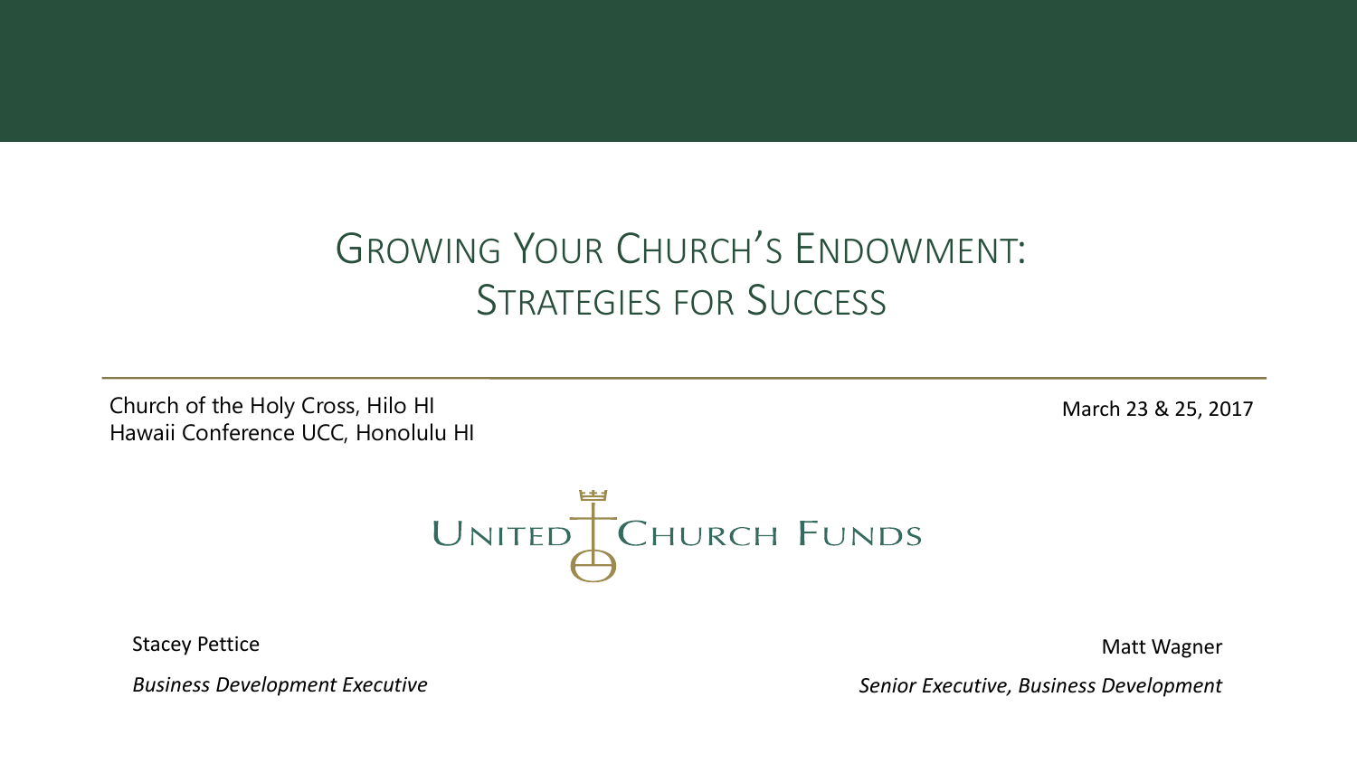# Growing Your Church's Endowment: Strategies for Success

Church of the Holy Cross, Hilo HI
Hawaii Conference UCC, Honolulu HI

March 23 & 25, 2017

United Church Funds

Stacey Pettice
*Business Development Executive*

Matt Wagner
*Senior Executive, Business Development*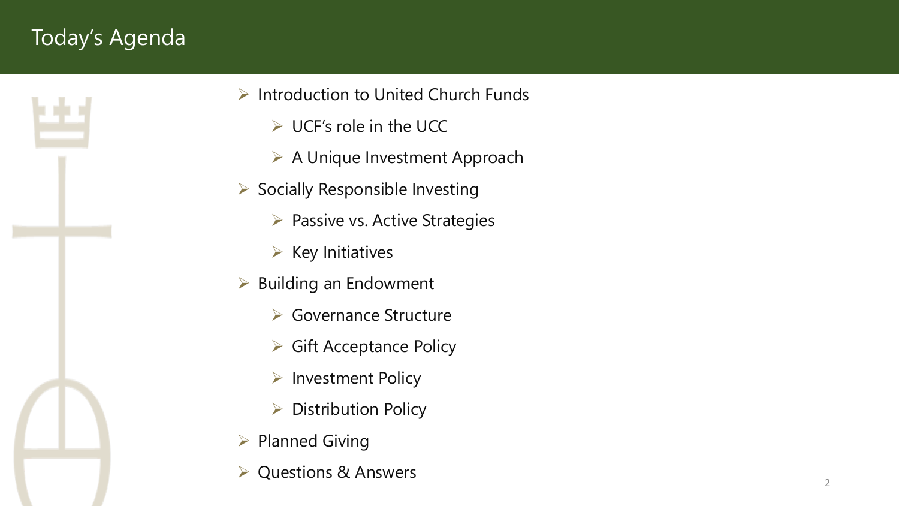# Today's Agenda

- Introduction to United Church Funds
  - UCF's role in the UCC
  - A Unique Investment Approach
- Socially Responsible Investing
  - Passive vs. Active Strategies
  - Key Initiatives
- Building an Endowment
  - Governance Structure
  - Gift Acceptance Policy
  - Investment Policy
  - Distribution Policy
- Planned Giving
- Questions & Answers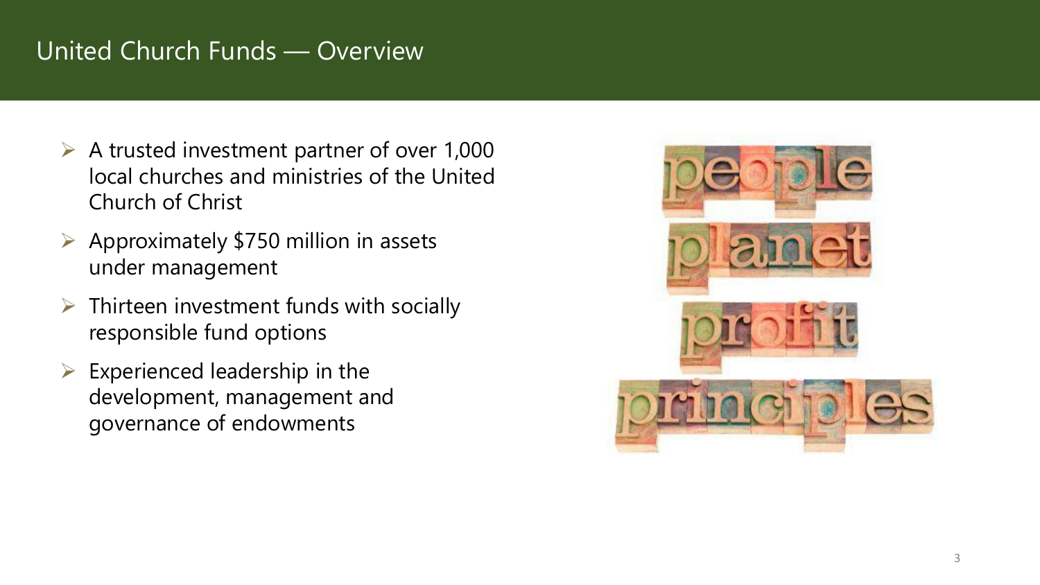# United Church Funds — Overview

- A trusted investment partner of over 1,000 local churches and ministries of the United Church of Christ
- Approximately $750 million in assets under management
- Thirteen investment funds with socially responsible fund options
- Experienced leadership in the development, management and governance of endowments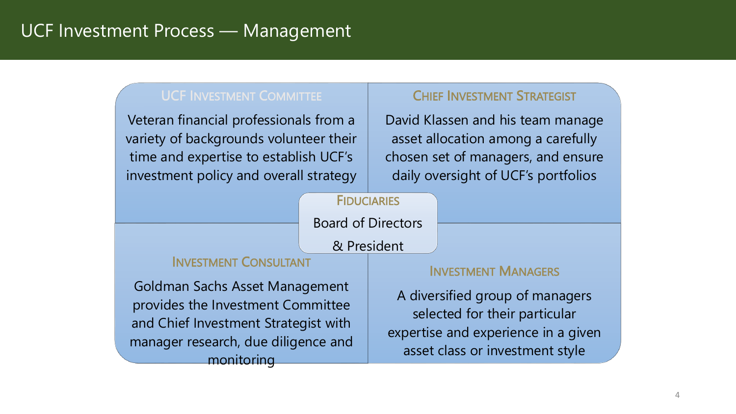# UCF Investment Process — Management

### UCF Investment Committee

Veteran financial professionals from a variety of backgrounds volunteer their time and expertise to establish UCF's investment policy and overall strategy

### Chief Investment Strategist

David Klassen and his team manage asset allocation among a carefully chosen set of managers, and ensure daily oversight of UCF's portfolios

### Fiduciaries

Board of Directors & President

### Investment Consultant

Goldman Sachs Asset Management provides the Investment Committee and Chief Investment Strategist with manager research, due diligence and monitoring

### Investment Managers

A diversified group of managers selected for their particular expertise and experience in a given asset class or investment style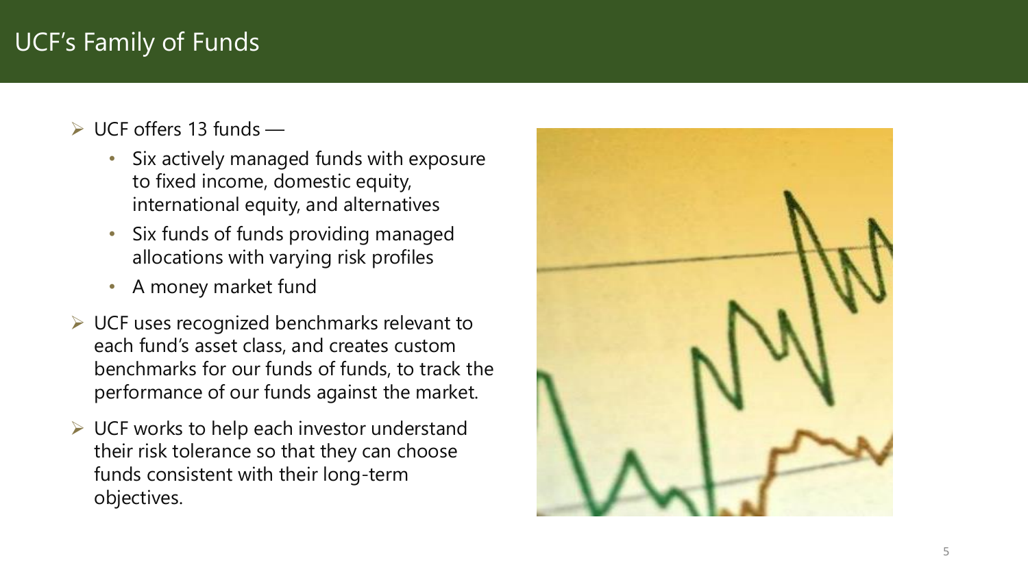# UCF's Family of Funds

- UCF offers 13 funds —
  - Six actively managed funds with exposure to fixed income, domestic equity, international equity, and alternatives
  - Six funds of funds providing managed allocations with varying risk profiles
  - A money market fund
- UCF uses recognized benchmarks relevant to each fund's asset class, and creates custom benchmarks for our funds of funds, to track the performance of our funds against the market.
- UCF works to help each investor understand their risk tolerance so that they can choose funds consistent with their long-term objectives.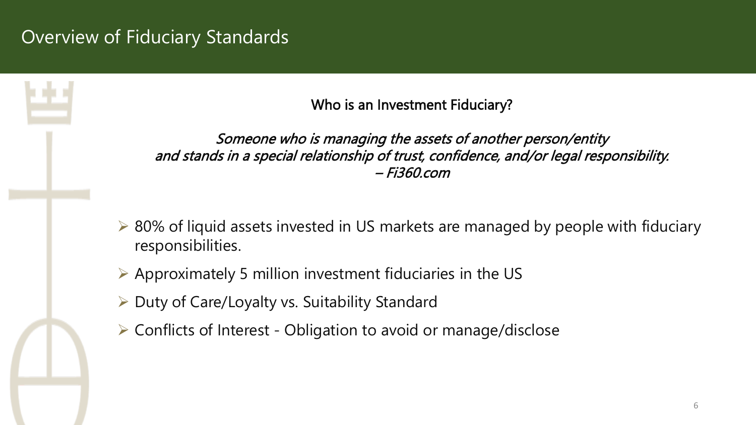# Overview of Fiduciary Standards

**Who is an Investment Fiduciary?**

*Someone who is managing the assets of another person/entity and stands in a special relationship of trust, confidence, and/or legal responsibility.*
*– Fi360.com*

- 80% of liquid assets invested in US markets are managed by people with fiduciary responsibilities.
- Approximately 5 million investment fiduciaries in the US
- Duty of Care/Loyalty vs. Suitability Standard
- Conflicts of Interest - Obligation to avoid or manage/disclose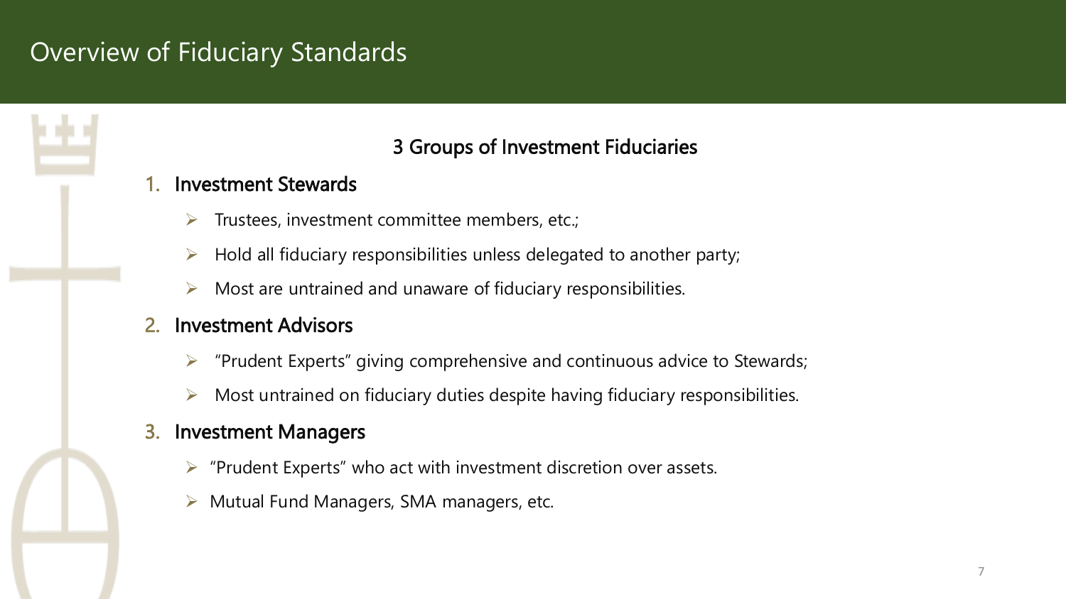# Overview of Fiduciary Standards

## 3 Groups of Investment Fiduciaries

1. **Investment Stewards**
   - Trustees, investment committee members, etc.;
   - Hold all fiduciary responsibilities unless delegated to another party;
   - Most are untrained and unaware of fiduciary responsibilities.
2. **Investment Advisors**
   - "Prudent Experts" giving comprehensive and continuous advice to Stewards;
   - Most untrained on fiduciary duties despite having fiduciary responsibilities.
3. **Investment Managers**
   - "Prudent Experts" who act with investment discretion over assets.
   - Mutual Fund Managers, SMA managers, etc.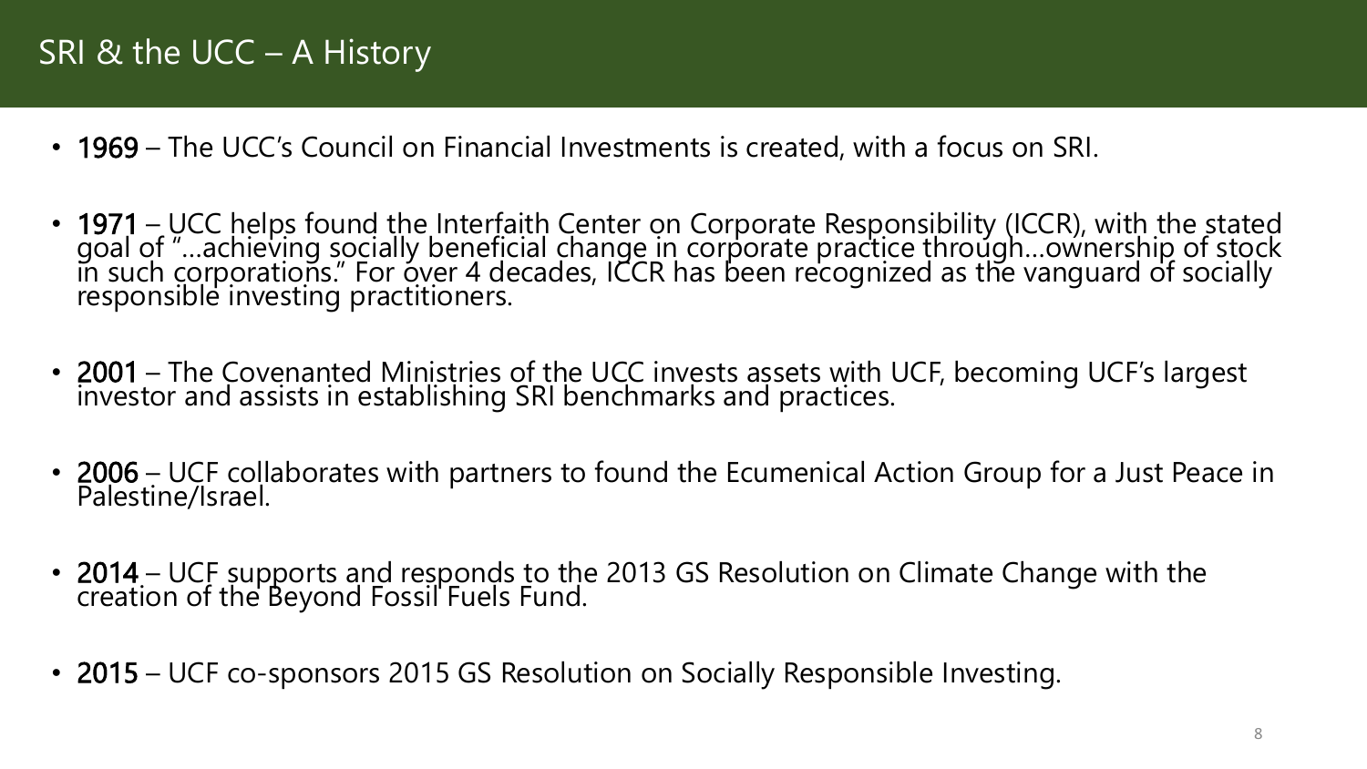# SRI & the UCC – A History

- **1969** – The UCC's Council on Financial Investments is created, with a focus on SRI.
- **1971** – UCC helps found the Interfaith Center on Corporate Responsibility (ICCR), with the stated goal of "…achieving socially beneficial change in corporate practice through…ownership of stock in such corporations." For over 4 decades, ICCR has been recognized as the vanguard of socially responsible investing practitioners.
- **2001** – The Covenanted Ministries of the UCC invests assets with UCF, becoming UCF's largest investor and assists in establishing SRI benchmarks and practices.
- **2006** – UCF collaborates with partners to found the Ecumenical Action Group for a Just Peace in Palestine/Israel.
- **2014** – UCF supports and responds to the 2013 GS Resolution on Climate Change with the creation of the Beyond Fossil Fuels Fund.
- **2015** – UCF co-sponsors 2015 GS Resolution on Socially Responsible Investing.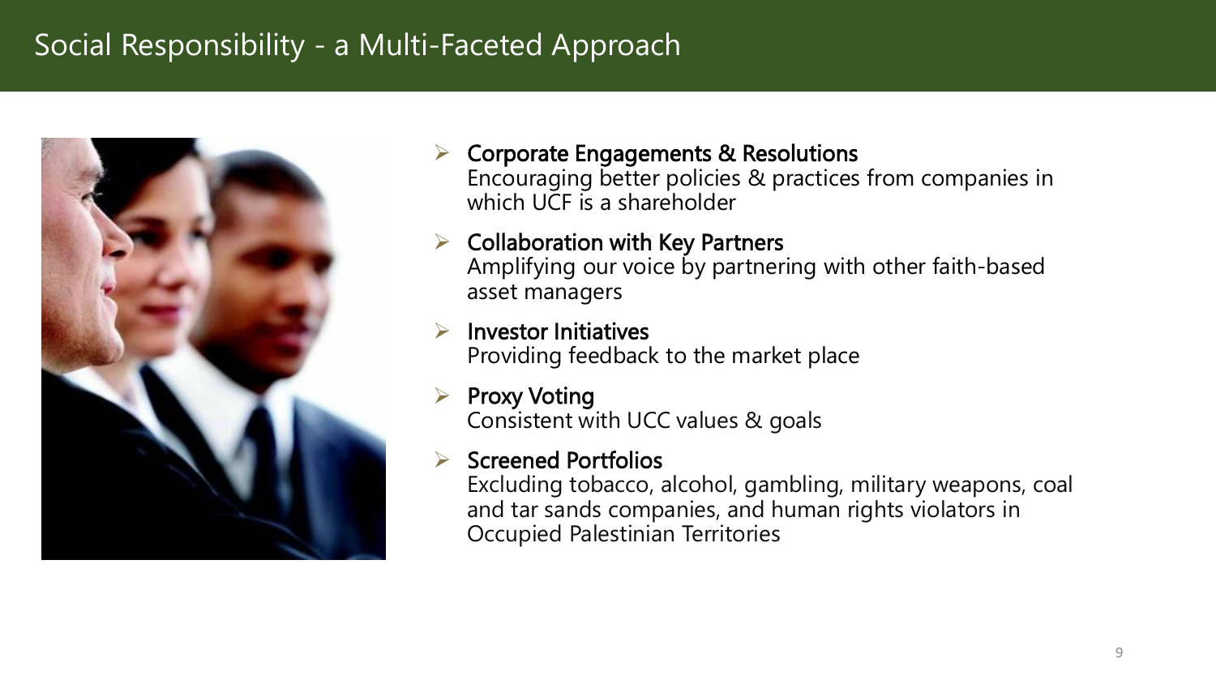# Social Responsibility - a Multi-Faceted Approach

- **Corporate Engagements & Resolutions**
  Encouraging better policies & practices from companies in which UCF is a shareholder
- **Collaboration with Key Partners**
  Amplifying our voice by partnering with other faith-based asset managers
- **Investor Initiatives**
  Providing feedback to the market place
- **Proxy Voting**
  Consistent with UCC values & goals
- **Screened Portfolios**
  Excluding tobacco, alcohol, gambling, military weapons, coal and tar sands companies, and human rights violators in Occupied Palestinian Territories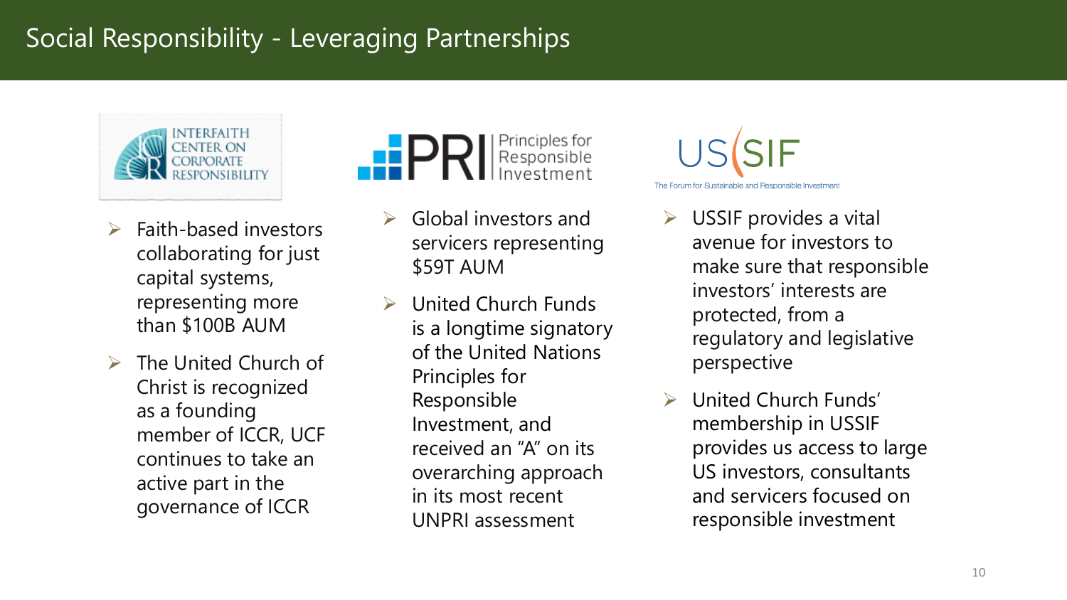# Social Responsibility - Leveraging Partnerships

INTERFAITH CENTER ON CORPORATE RESPONSIBILITY

- Faith-based investors collaborating for just capital systems, representing more than $100B AUM
- The United Church of Christ is recognized as a founding member of ICCR, UCF continues to take an active part in the governance of ICCR

PRI Principles for Responsible Investment

- Global investors and servicers representing $59T AUM
- United Church Funds is a longtime signatory of the United Nations Principles for Responsible Investment, and received an "A" on its overarching approach in its most recent UNPRI assessment

US SIF The Forum for Sustainable and Responsible Investment

- USSIF provides a vital avenue for investors to make sure that responsible investors' interests are protected, from a regulatory and legislative perspective
- United Church Funds' membership in USSIF provides us access to large US investors, consultants and servicers focused on responsible investment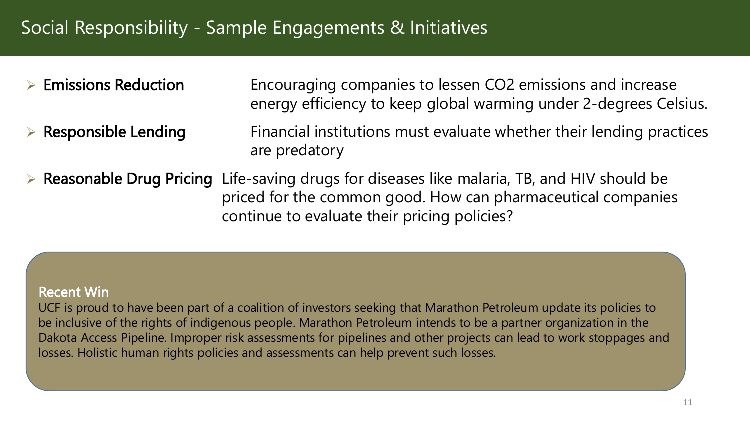# Social Responsibility - Sample Engagements & Initiatives

- **Emissions Reduction** Encouraging companies to lessen $CO_2$ emissions and increase energy efficiency to keep global warming under 2-degrees Celsius.
- **Responsible Lending** Financial institutions must evaluate whether their lending practices are predatory
- **Reasonable Drug Pricing** Life-saving drugs for diseases like malaria, TB, and HIV should be priced for the common good. How can pharmaceutical companies continue to evaluate their pricing policies?

**Recent Win**

UCF is proud to have been part of a coalition of investors seeking that Marathon Petroleum update its policies to be inclusive of the rights of indigenous people. Marathon Petroleum intends to be a partner organization in the Dakota Access Pipeline. Improper risk assessments for pipelines and other projects can lead to work stoppages and losses. Holistic human rights policies and assessments can help prevent such losses.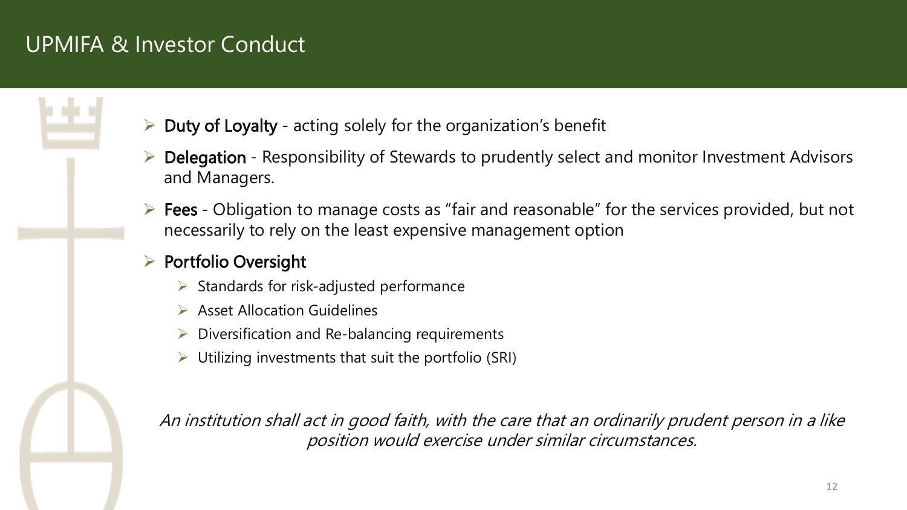# UPMIFA & Investor Conduct

- **Duty of Loyalty** - acting solely for the organization's benefit
- **Delegation** - Responsibility of Stewards to prudently select and monitor Investment Advisors and Managers.
- **Fees** - Obligation to manage costs as "fair and reasonable" for the services provided, but not necessarily to rely on the least expensive management option
- **Portfolio Oversight**
  - Standards for risk-adjusted performance
  - Asset Allocation Guidelines
  - Diversification and Re-balancing requirements
  - Utilizing investments that suit the portfolio (SRI)

*An institution shall act in good faith, with the care that an ordinarily prudent person in a like position would exercise under similar circumstances.*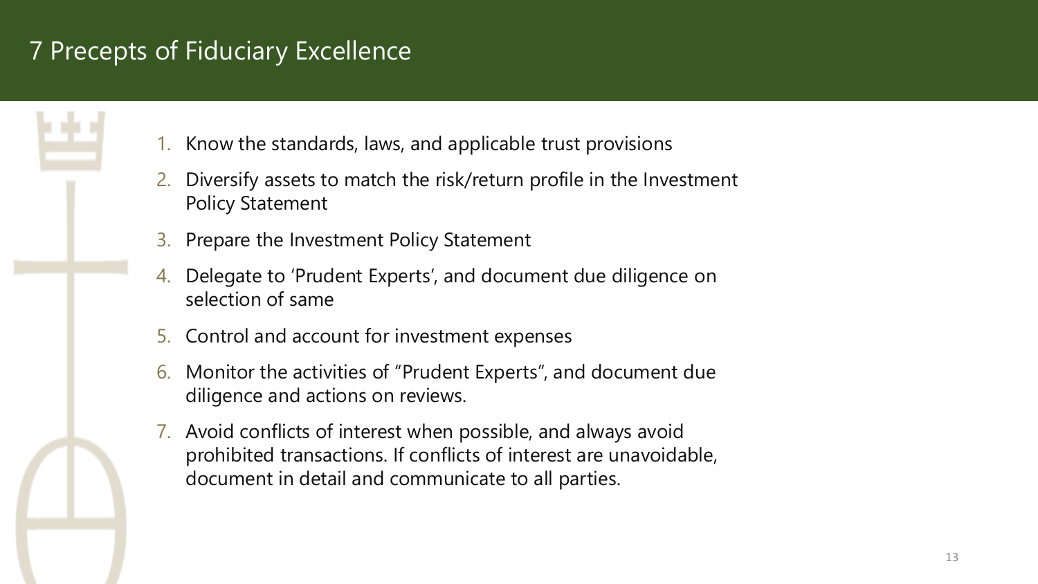# 7 Precepts of Fiduciary Excellence

1. Know the standards, laws, and applicable trust provisions
2. Diversify assets to match the risk/return profile in the Investment Policy Statement
3. Prepare the Investment Policy Statement
4. Delegate to 'Prudent Experts', and document due diligence on selection of same
5. Control and account for investment expenses
6. Monitor the activities of "Prudent Experts", and document due diligence and actions on reviews.
7. Avoid conflicts of interest when possible, and always avoid prohibited transactions. If conflicts of interest are unavoidable, document in detail and communicate to all parties.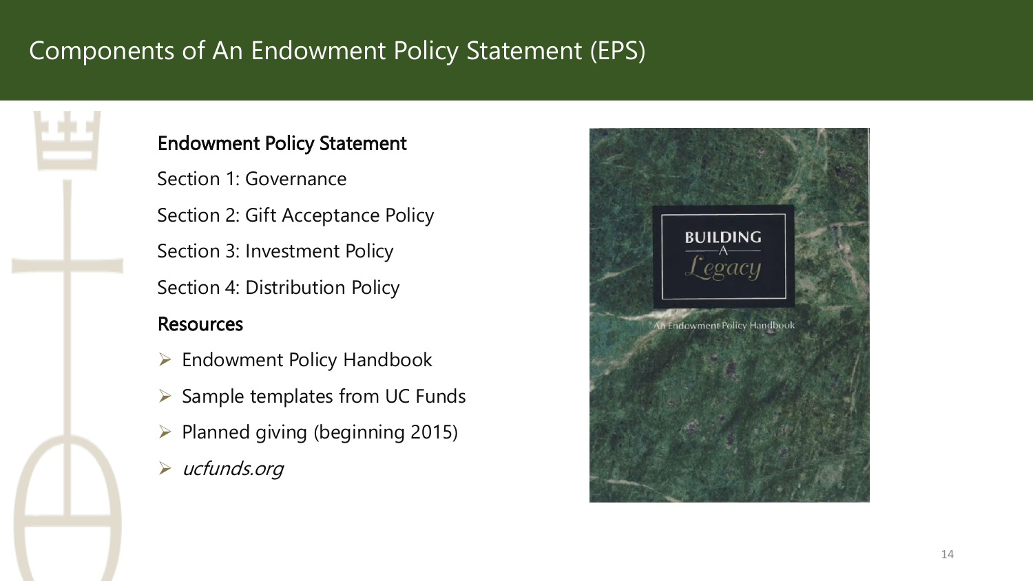# Components of An Endowment Policy Statement (EPS)

**Endowment Policy Statement**

Section 1: Governance

Section 2: Gift Acceptance Policy

Section 3: Investment Policy

Section 4: Distribution Policy

**Resources**

- Endowment Policy Handbook
- Sample templates from UC Funds
- Planned giving (beginning 2015)
- *ucfunds.org*

BUILDING A Legacy

An Endowment Policy Handbook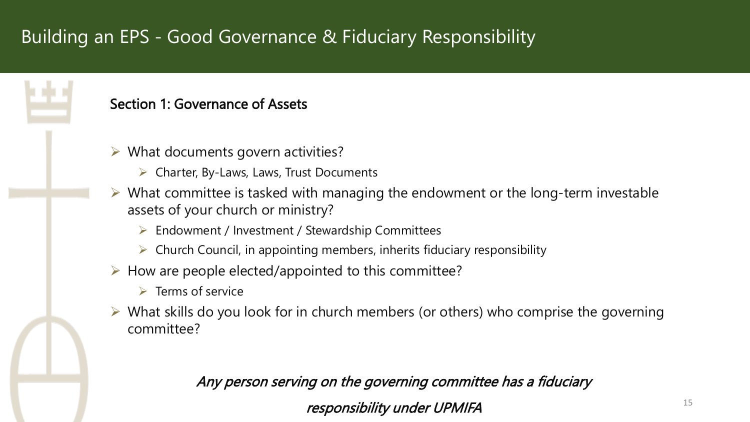# Building an EPS - Good Governance & Fiduciary Responsibility

## Section 1: Governance of Assets

- What documents govern activities?
  - Charter, By-Laws, Laws, Trust Documents
- What committee is tasked with managing the endowment or the long-term investable assets of your church or ministry?
  - Endowment / Investment / Stewardship Committees
  - Church Council, in appointing members, inherits fiduciary responsibility
- How are people elected/appointed to this committee?
  - Terms of service
- What skills do you look for in church members (or others) who comprise the governing committee?

*Any person serving on the governing committee has a fiduciary responsibility under UPMIFA*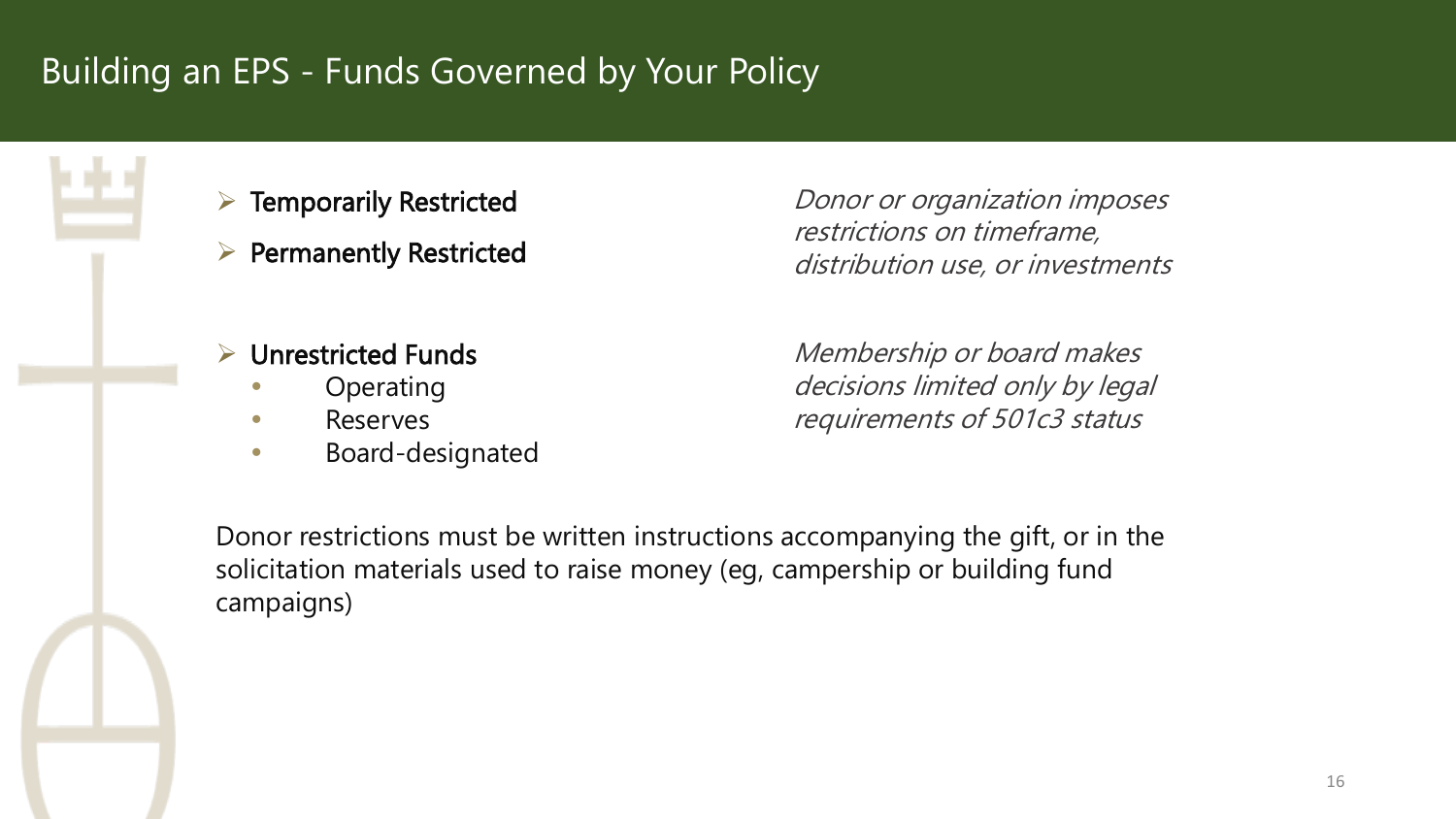# Building an EPS - Funds Governed by Your Policy

- **Temporarily Restricted**
- **Permanently Restricted**

*Donor or organization imposes restrictions on timeframe, distribution use, or investments*

- **Unrestricted Funds**
  - Operating
  - Reserves
  - Board-designated

*Membership or board makes decisions limited only by legal requirements of 501c3 status*

Donor restrictions must be written instructions accompanying the gift, or in the solicitation materials used to raise money (eg, campership or building fund campaigns)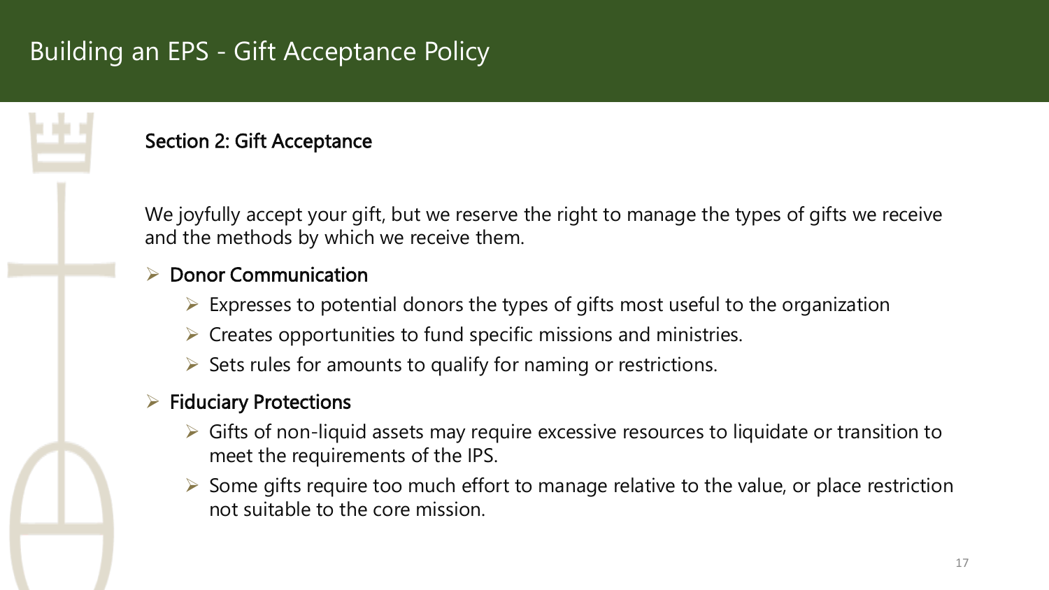# Building an EPS - Gift Acceptance Policy

## Section 2: Gift Acceptance

We joyfully accept your gift, but we reserve the right to manage the types of gifts we receive and the methods by which we receive them.

- **Donor Communication**
  - Expresses to potential donors the types of gifts most useful to the organization
  - Creates opportunities to fund specific missions and ministries.
  - Sets rules for amounts to qualify for naming or restrictions.
- **Fiduciary Protections**
  - Gifts of non-liquid assets may require excessive resources to liquidate or transition to meet the requirements of the IPS.
  - Some gifts require too much effort to manage relative to the value, or place restriction not suitable to the core mission.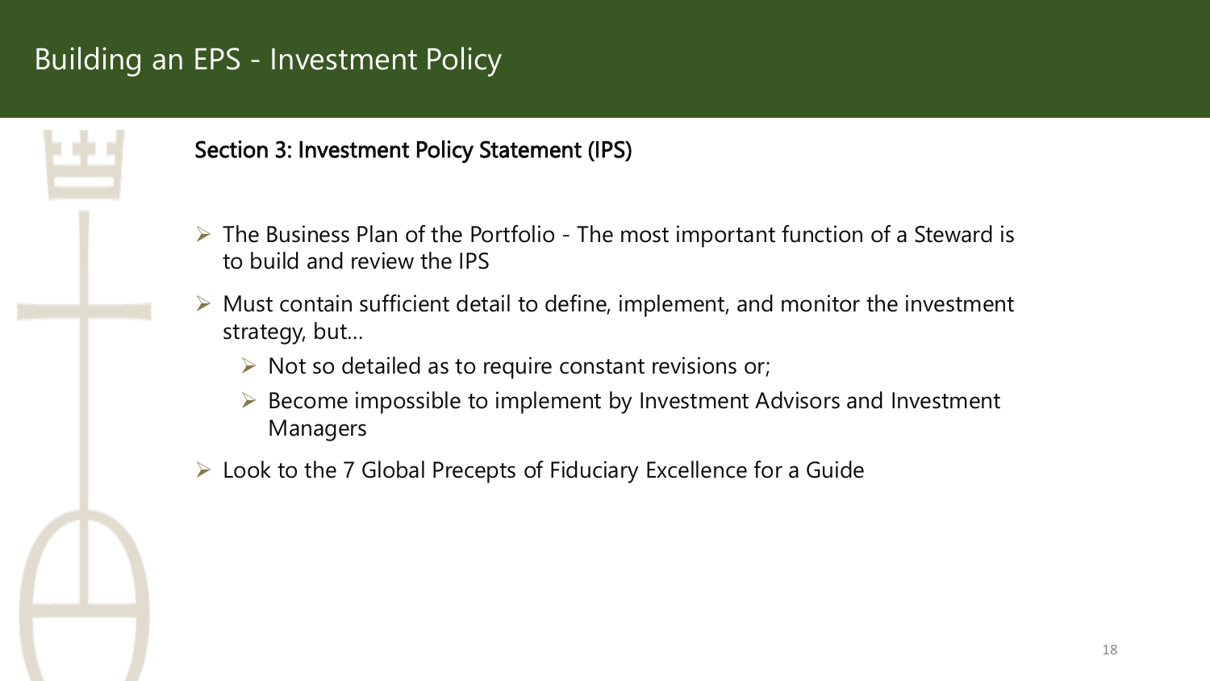# Building an EPS - Investment Policy

## Section 3: Investment Policy Statement (IPS)

- The Business Plan of the Portfolio - The most important function of a Steward is to build and review the IPS
- Must contain sufficient detail to define, implement, and monitor the investment strategy, but…
  - Not so detailed as to require constant revisions or;
  - Become impossible to implement by Investment Advisors and Investment Managers
- Look to the 7 Global Precepts of Fiduciary Excellence for a Guide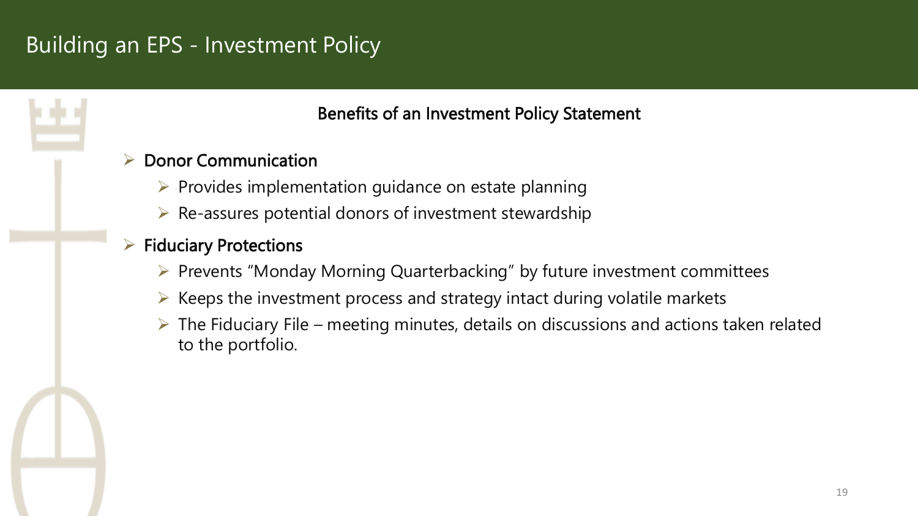# Building an EPS - Investment Policy

### Benefits of an Investment Policy Statement

- **Donor Communication**
  - Provides implementation guidance on estate planning
  - Re-assures potential donors of investment stewardship
- **Fiduciary Protections**
  - Prevents "Monday Morning Quarterbacking" by future investment committees
  - Keeps the investment process and strategy intact during volatile markets
  - The Fiduciary File – meeting minutes, details on discussions and actions taken related to the portfolio.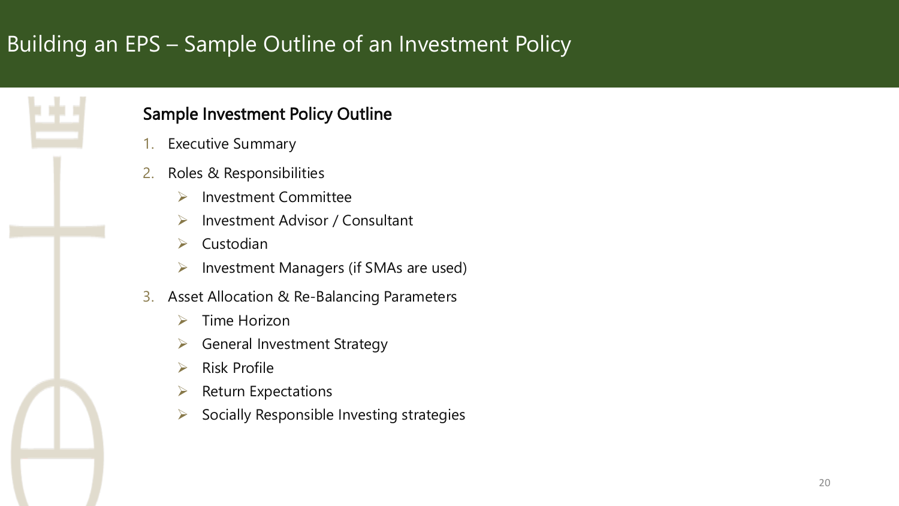# Building an EPS – Sample Outline of an Investment Policy

## Sample Investment Policy Outline

1. Executive Summary
2. Roles & Responsibilities
   - Investment Committee
   - Investment Advisor / Consultant
   - Custodian
   - Investment Managers (if SMAs are used)
3. Asset Allocation & Re-Balancing Parameters
   - Time Horizon
   - General Investment Strategy
   - Risk Profile
   - Return Expectations
   - Socially Responsible Investing strategies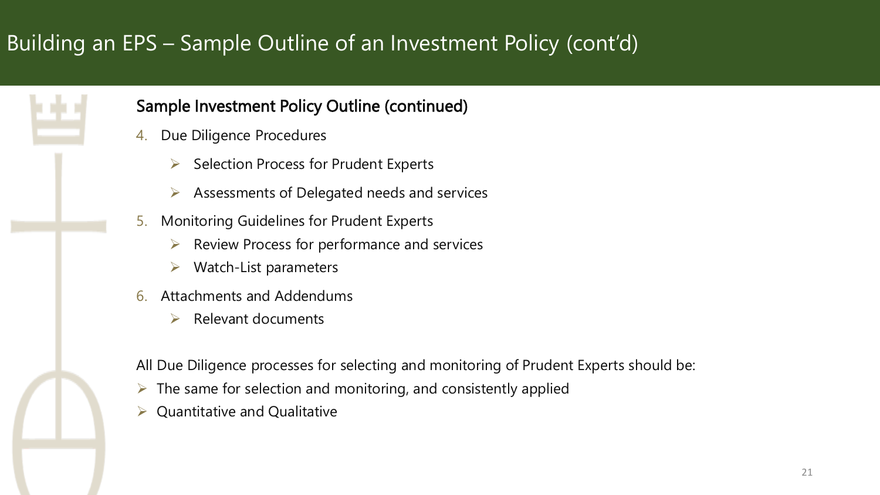# Building an EPS – Sample Outline of an Investment Policy (cont'd)

**Sample Investment Policy Outline (continued)**

4. Due Diligence Procedures
   - Selection Process for Prudent Experts
   - Assessments of Delegated needs and services
5. Monitoring Guidelines for Prudent Experts
   - Review Process for performance and services
   - Watch-List parameters
6. Attachments and Addendums
   - Relevant documents

All Due Diligence processes for selecting and monitoring of Prudent Experts should be:

- The same for selection and monitoring, and consistently applied
- Quantitative and Qualitative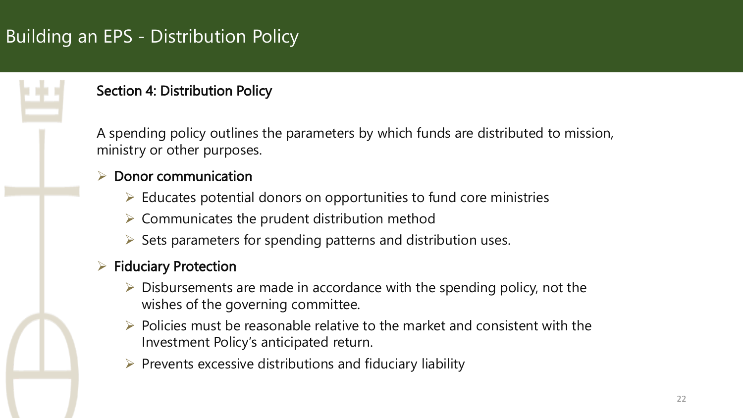# Building an EPS - Distribution Policy

## Section 4: Distribution Policy

A spending policy outlines the parameters by which funds are distributed to mission, ministry or other purposes.

- **Donor communication**
  - Educates potential donors on opportunities to fund core ministries
  - Communicates the prudent distribution method
  - Sets parameters for spending patterns and distribution uses.
- **Fiduciary Protection**
  - Disbursements are made in accordance with the spending policy, not the wishes of the governing committee.
  - Policies must be reasonable relative to the market and consistent with the Investment Policy's anticipated return.
  - Prevents excessive distributions and fiduciary liability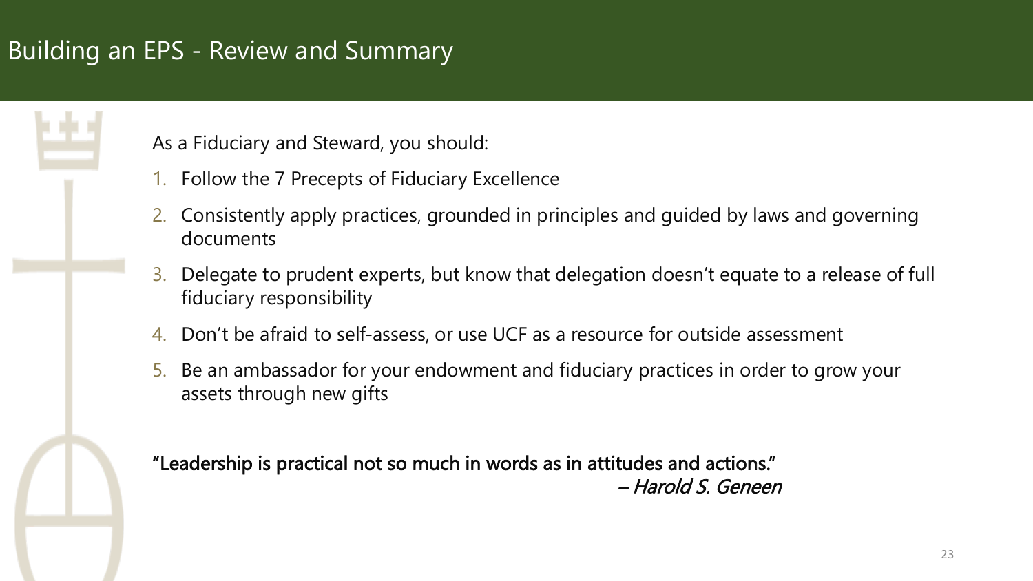# Building an EPS - Review and Summary

As a Fiduciary and Steward, you should:

1. Follow the 7 Precepts of Fiduciary Excellence
2. Consistently apply practices, grounded in principles and guided by laws and governing documents
3. Delegate to prudent experts, but know that delegation doesn't equate to a release of full fiduciary responsibility
4. Don't be afraid to self-assess, or use UCF as a resource for outside assessment
5. Be an ambassador for your endowment and fiduciary practices in order to grow your assets through new gifts

"Leadership is practical not so much in words as in attitudes and actions."
*– Harold S. Geneen*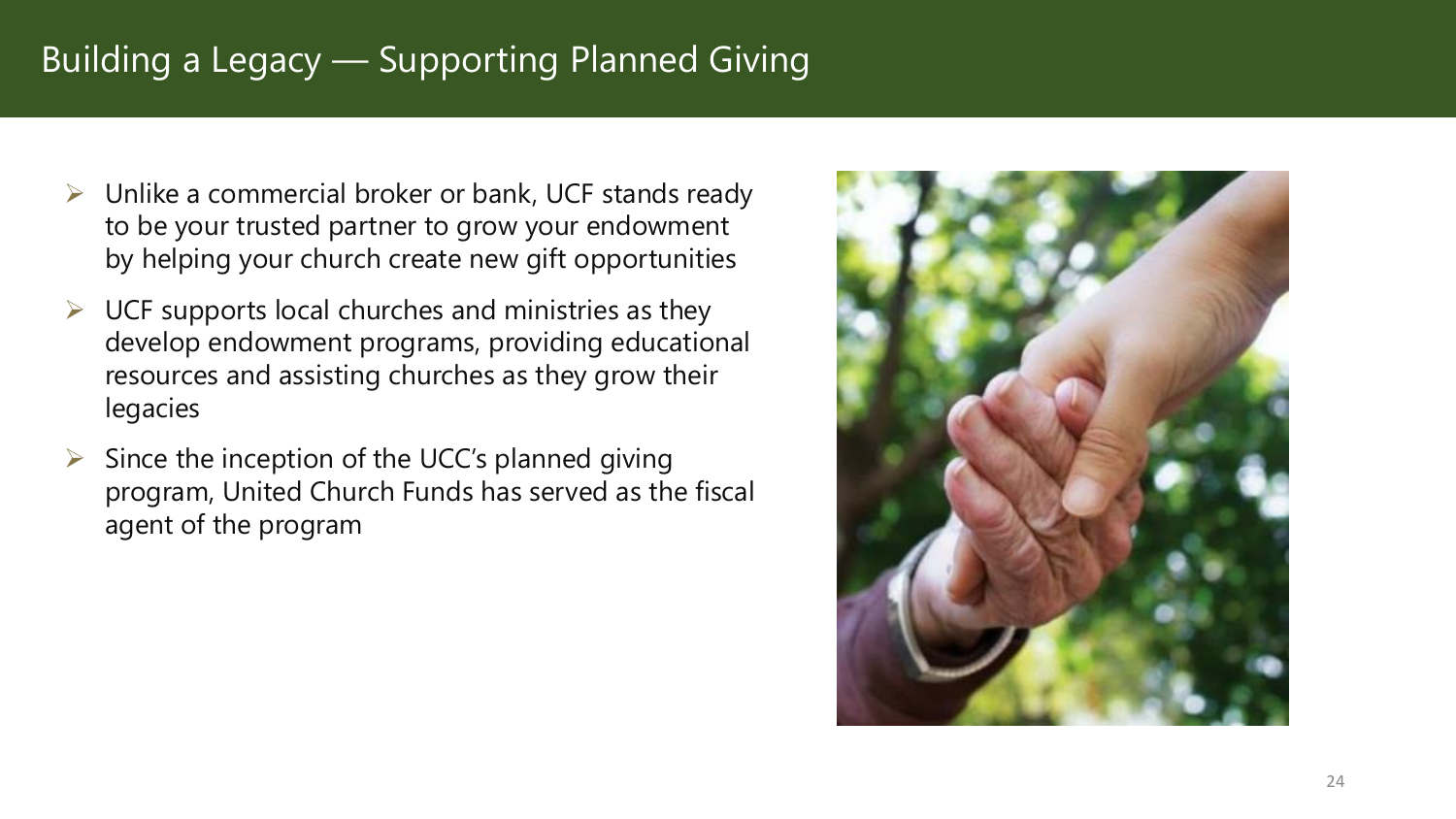# Building a Legacy — Supporting Planned Giving

- Unlike a commercial broker or bank, UCF stands ready to be your trusted partner to grow your endowment by helping your church create new gift opportunities
- UCF supports local churches and ministries as they develop endowment programs, providing educational resources and assisting churches as they grow their legacies
- Since the inception of the UCC's planned giving program, United Church Funds has served as the fiscal agent of the program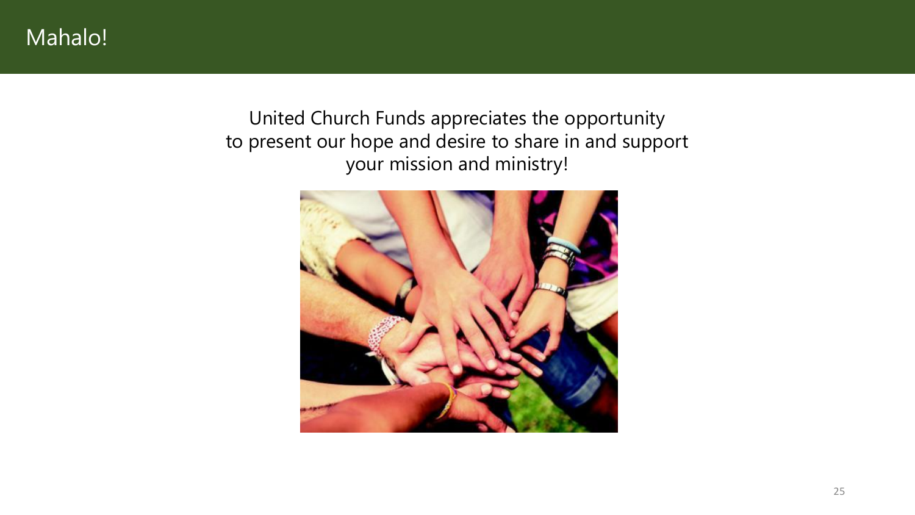# Mahalo!

United Church Funds appreciates the opportunity to present our hope and desire to share in and support your mission and ministry!